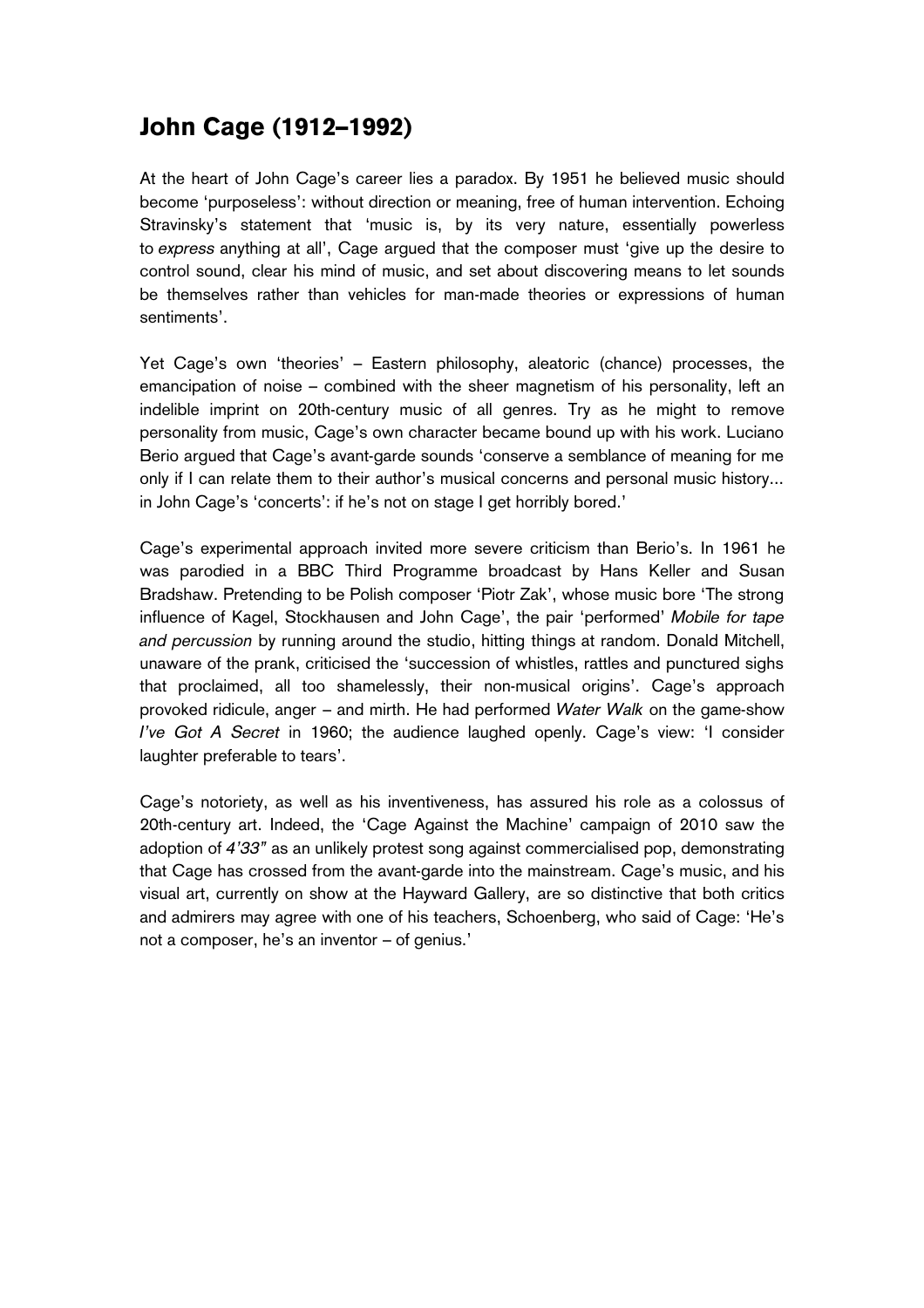# John Cage (1912–1992)

At the heart of John Cage's career lies a paradox. By 1951 he believed music should become 'purposeless': without direction or meaning, free of human intervention. Echoing Stravinsky's statement that 'music is, by its very nature, essentially powerless to *express* anything at all', Cage argued that the composer must 'give up the desire to control sound, clear his mind of music, and set about discovering means to let sounds be themselves rather than vehicles for man-made theories or expressions of human sentiments'.

Yet Cage's own 'theories' – Eastern philosophy, aleatoric (chance) processes, the emancipation of noise – combined with the sheer magnetism of his personality, left an indelible imprint on 20th-century music of all genres. Try as he might to remove personality from music, Cage's own character became bound up with his work. Luciano Berio argued that Cage's avant-garde sounds 'conserve a semblance of meaning for me only if I can relate them to their author's musical concerns and personal music history... in John Cage's 'concerts': if he's not on stage I get horribly bored.'

Cage's experimental approach invited more severe criticism than Berio's. In 1961 he was parodied in a BBC Third Programme broadcast by Hans Keller and Susan Bradshaw. Pretending to be Polish composer 'Piotr Zak', whose music bore 'The strong influence of Kagel, Stockhausen and John Cage', the pair 'performed' *Mobile for tape and percussion* by running around the studio, hitting things at random. Donald Mitchell, unaware of the prank, criticised the 'succession of whistles, rattles and punctured sighs that proclaimed, all too shamelessly, their non-musical origins'. Cage's approach provoked ridicule, anger – and mirth. He had performed *Water Walk* on the game-show *I've Got A Secret* in 1960; the audience laughed openly. Cage's view: 'I consider laughter preferable to tears'.

Cage's notoriety, as well as his inventiveness, has assured his role as a colossus of 20th-century art. Indeed, the 'Cage Against the Machine' campaign of 2010 saw the adoption of *4'33"* as an unlikely protest song against commercialised pop, demonstrating that Cage has crossed from the avant-garde into the mainstream. Cage's music, and his visual art, currently on show at the Hayward Gallery, are so distinctive that both critics and admirers may agree with one of his teachers, Schoenberg, who said of Cage: 'He's not a composer, he's an inventor – of genius.'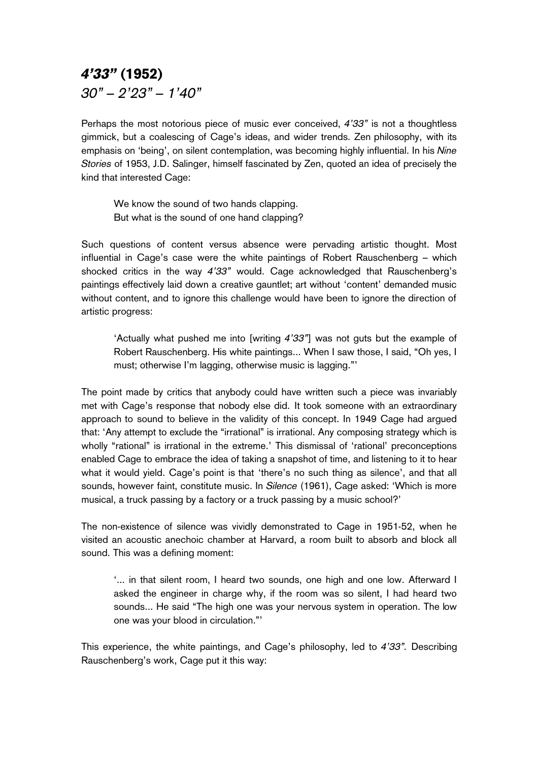## ***4'33"* (1952)**

*30" – 2'23" – 1'40"*

Perhaps the most notorious piece of music ever conceived, *4'33"* is not a thoughtless gimmick, but a coalescing of Cage's ideas, and wider trends. Zen philosophy, with its emphasis on 'being', on silent contemplation, was becoming highly influential. In his *Nine Stories* of 1953, J.D. Salinger, himself fascinated by Zen, quoted an idea of precisely the kind that interested Cage:

> We know the sound of two hands clapping.
> But what is the sound of one hand clapping?

Such questions of content versus absence were pervading artistic thought. Most influential in Cage's case were the white paintings of Robert Rauschenberg – which shocked critics in the way *4'33"* would. Cage acknowledged that Rauschenberg's paintings effectively laid down a creative gauntlet; art without 'content' demanded music without content, and to ignore this challenge would have been to ignore the direction of artistic progress:

> 'Actually what pushed me into [writing *4'33"*] was not guts but the example of Robert Rauschenberg. His white paintings... When I saw those, I said, "Oh yes, I must; otherwise I'm lagging, otherwise music is lagging."'

The point made by critics that anybody could have written such a piece was invariably met with Cage's response that nobody else did. It took someone with an extraordinary approach to sound to believe in the validity of this concept. In 1949 Cage had argued that: 'Any attempt to exclude the "irrational" is irrational. Any composing strategy which is wholly "rational" is irrational in the extreme.' This dismissal of 'rational' preconceptions enabled Cage to embrace the idea of taking a snapshot of time, and listening to it to hear what it would yield. Cage's point is that 'there's no such thing as silence', and that all sounds, however faint, constitute music. In *Silence* (1961), Cage asked: 'Which is more musical, a truck passing by a factory or a truck passing by a music school?'

The non-existence of silence was vividly demonstrated to Cage in 1951-52, when he visited an acoustic anechoic chamber at Harvard, a room built to absorb and block all sound. This was a defining moment:

> '... in that silent room, I heard two sounds, one high and one low. Afterward I asked the engineer in charge why, if the room was so silent, I had heard two sounds... He said "The high one was your nervous system in operation. The low one was your blood in circulation."'

This experience, the white paintings, and Cage's philosophy, led to *4'33".* Describing Rauschenberg's work, Cage put it this way: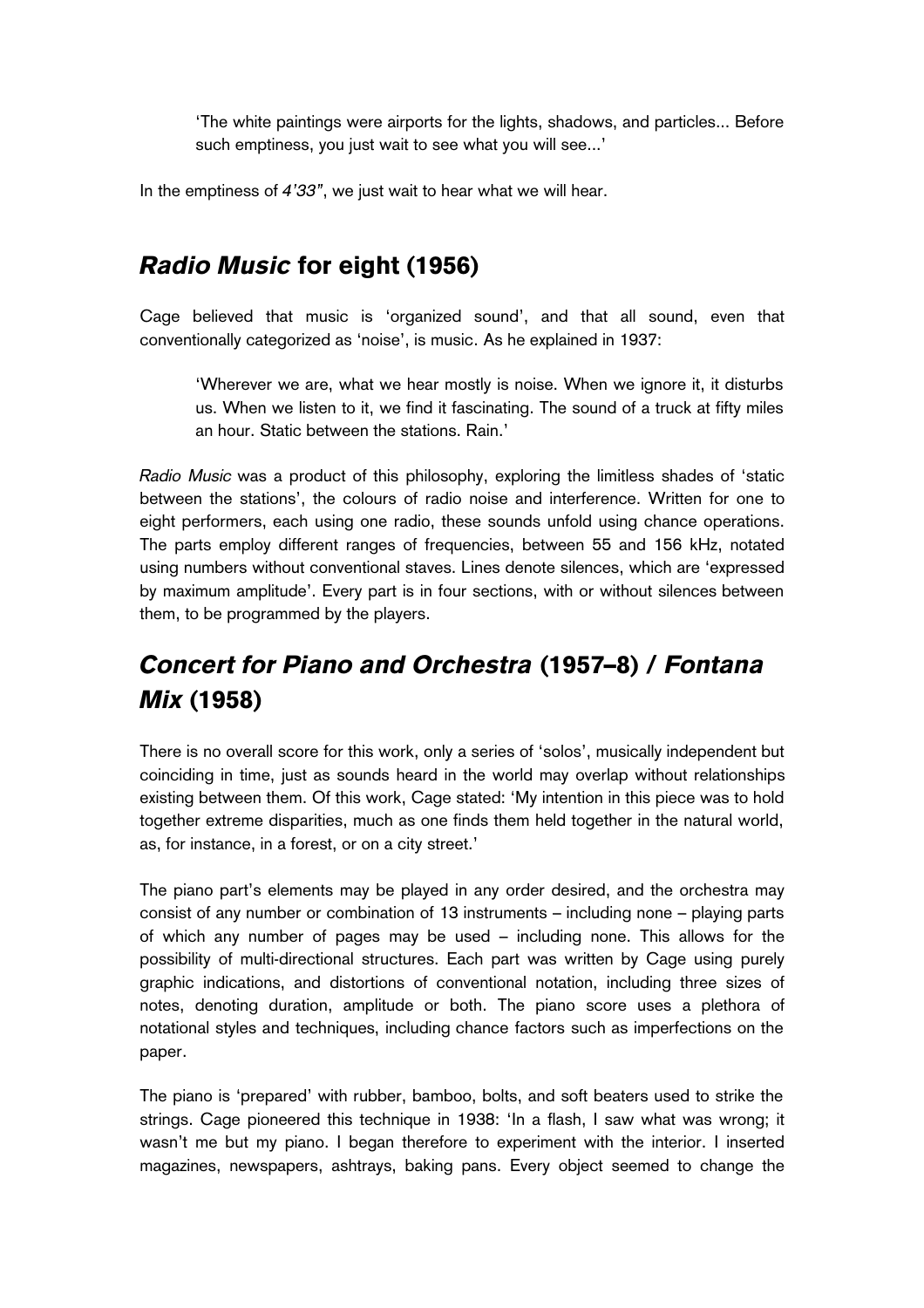> 'The white paintings were airports for the lights, shadows, and particles... Before such emptiness, you just wait to see what you will see...'

In the emptiness of *4'33"*, we just wait to hear what we will hear.

## *Radio Music* for eight (1956)

Cage believed that music is 'organized sound', and that all sound, even that conventionally categorized as 'noise', is music. As he explained in 1937:

> 'Wherever we are, what we hear mostly is noise. When we ignore it, it disturbs us. When we listen to it, we find it fascinating. The sound of a truck at fifty miles an hour. Static between the stations. Rain.'

*Radio Music* was a product of this philosophy, exploring the limitless shades of 'static between the stations', the colours of radio noise and interference. Written for one to eight performers, each using one radio, these sounds unfold using chance operations. The parts employ different ranges of frequencies, between 55 and 156 kHz, notated using numbers without conventional staves. Lines denote silences, which are 'expressed by maximum amplitude'. Every part is in four sections, with or without silences between them, to be programmed by the players.

## *Concert for Piano and Orchestra* (1957–8) / *Fontana Mix* (1958)

There is no overall score for this work, only a series of 'solos', musically independent but coinciding in time, just as sounds heard in the world may overlap without relationships existing between them. Of this work, Cage stated: 'My intention in this piece was to hold together extreme disparities, much as one finds them held together in the natural world, as, for instance, in a forest, or on a city street.'

The piano part's elements may be played in any order desired, and the orchestra may consist of any number or combination of 13 instruments – including none – playing parts of which any number of pages may be used – including none. This allows for the possibility of multi-directional structures. Each part was written by Cage using purely graphic indications, and distortions of conventional notation, including three sizes of notes, denoting duration, amplitude or both. The piano score uses a plethora of notational styles and techniques, including chance factors such as imperfections on the paper.

The piano is 'prepared' with rubber, bamboo, bolts, and soft beaters used to strike the strings. Cage pioneered this technique in 1938: 'In a flash, I saw what was wrong; it wasn't me but my piano. I began therefore to experiment with the interior. I inserted magazines, newspapers, ashtrays, baking pans. Every object seemed to change the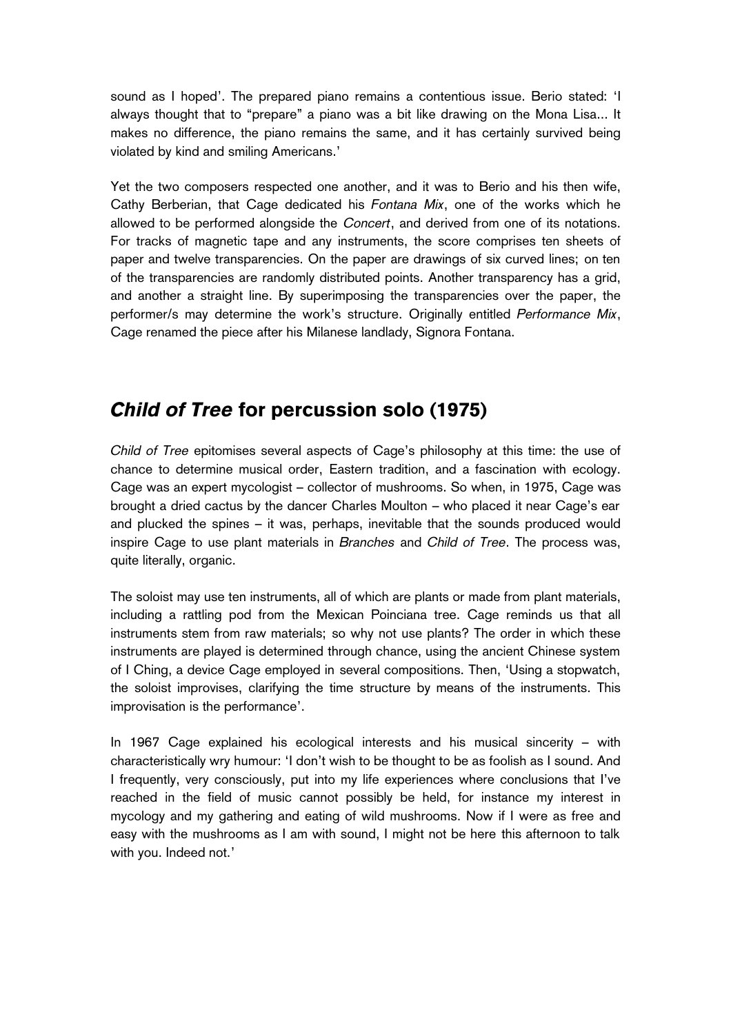sound as I hoped'. The prepared piano remains a contentious issue. Berio stated: 'I always thought that to "prepare" a piano was a bit like drawing on the Mona Lisa... It makes no difference, the piano remains the same, and it has certainly survived being violated by kind and smiling Americans.'

Yet the two composers respected one another, and it was to Berio and his then wife, Cathy Berberian, that Cage dedicated his *Fontana Mix*, one of the works which he allowed to be performed alongside the *Concert*, and derived from one of its notations. For tracks of magnetic tape and any instruments, the score comprises ten sheets of paper and twelve transparencies. On the paper are drawings of six curved lines; on ten of the transparencies are randomly distributed points. Another transparency has a grid, and another a straight line. By superimposing the transparencies over the paper, the performer/s may determine the work's structure. Originally entitled *Performance Mix*, Cage renamed the piece after his Milanese landlady, Signora Fontana.

## ***Child of Tree*** **for percussion solo (1975)**

*Child of Tree* epitomises several aspects of Cage's philosophy at this time: the use of chance to determine musical order, Eastern tradition, and a fascination with ecology. Cage was an expert mycologist – collector of mushrooms. So when, in 1975, Cage was brought a dried cactus by the dancer Charles Moulton – who placed it near Cage's ear and plucked the spines – it was, perhaps, inevitable that the sounds produced would inspire Cage to use plant materials in *Branches* and *Child of Tree*. The process was, quite literally, organic.

The soloist may use ten instruments, all of which are plants or made from plant materials, including a rattling pod from the Mexican Poinciana tree. Cage reminds us that all instruments stem from raw materials; so why not use plants? The order in which these instruments are played is determined through chance, using the ancient Chinese system of I Ching, a device Cage employed in several compositions. Then, 'Using a stopwatch, the soloist improvises, clarifying the time structure by means of the instruments. This improvisation is the performance'.

In 1967 Cage explained his ecological interests and his musical sincerity – with characteristically wry humour: 'I don't wish to be thought to be as foolish as I sound. And I frequently, very consciously, put into my life experiences where conclusions that I've reached in the field of music cannot possibly be held, for instance my interest in mycology and my gathering and eating of wild mushrooms. Now if I were as free and easy with the mushrooms as I am with sound, I might not be here this afternoon to talk with you. Indeed not.'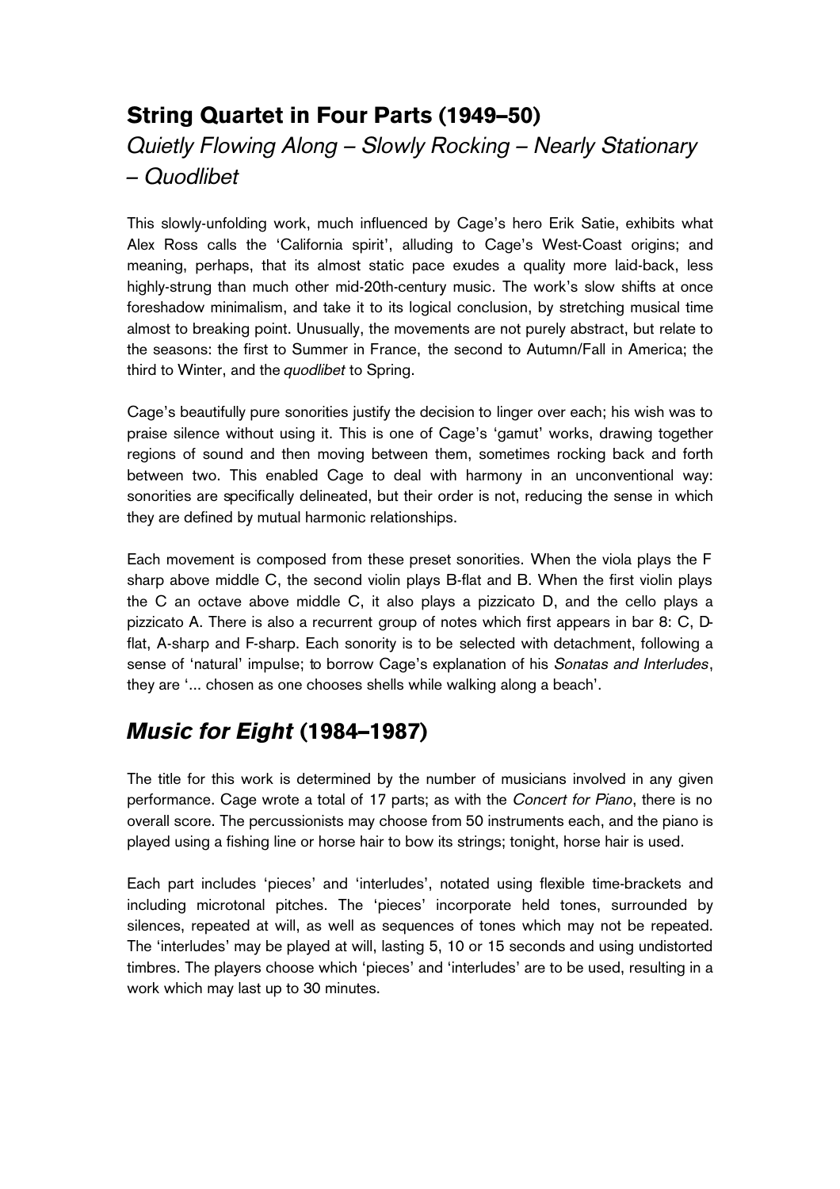## String Quartet in Four Parts (1949–50)

*Quietly Flowing Along – Slowly Rocking – Nearly Stationary – Quodlibet*

This slowly-unfolding work, much influenced by Cage's hero Erik Satie, exhibits what Alex Ross calls the 'California spirit', alluding to Cage's West-Coast origins; and meaning, perhaps, that its almost static pace exudes a quality more laid-back, less highly-strung than much other mid-20th-century music. The work's slow shifts at once foreshadow minimalism, and take it to its logical conclusion, by stretching musical time almost to breaking point. Unusually, the movements are not purely abstract, but relate to the seasons: the first to Summer in France, the second to Autumn/Fall in America; the third to Winter, and the *quodlibet* to Spring.

Cage's beautifully pure sonorities justify the decision to linger over each; his wish was to praise silence without using it. This is one of Cage's 'gamut' works, drawing together regions of sound and then moving between them, sometimes rocking back and forth between two. This enabled Cage to deal with harmony in an unconventional way: sonorities are specifically delineated, but their order is not, reducing the sense in which they are defined by mutual harmonic relationships.

Each movement is composed from these preset sonorities. When the viola plays the F sharp above middle C, the second violin plays B-flat and B. When the first violin plays the C an octave above middle C, it also plays a pizzicato D, and the cello plays a pizzicato A. There is also a recurrent group of notes which first appears in bar 8: C, D-flat, A-sharp and F-sharp. Each sonority is to be selected with detachment, following a sense of 'natural' impulse; to borrow Cage's explanation of his *Sonatas and Interludes*, they are '... chosen as one chooses shells while walking along a beach'.

## *Music for Eight* (1984–1987)

The title for this work is determined by the number of musicians involved in any given performance. Cage wrote a total of 17 parts; as with the *Concert for Piano*, there is no overall score. The percussionists may choose from 50 instruments each, and the piano is played using a fishing line or horse hair to bow its strings; tonight, horse hair is used.

Each part includes 'pieces' and 'interludes', notated using flexible time-brackets and including microtonal pitches. The 'pieces' incorporate held tones, surrounded by silences, repeated at will, as well as sequences of tones which may not be repeated. The 'interludes' may be played at will, lasting 5, 10 or 15 seconds and using undistorted timbres. The players choose which 'pieces' and 'interludes' are to be used, resulting in a work which may last up to 30 minutes.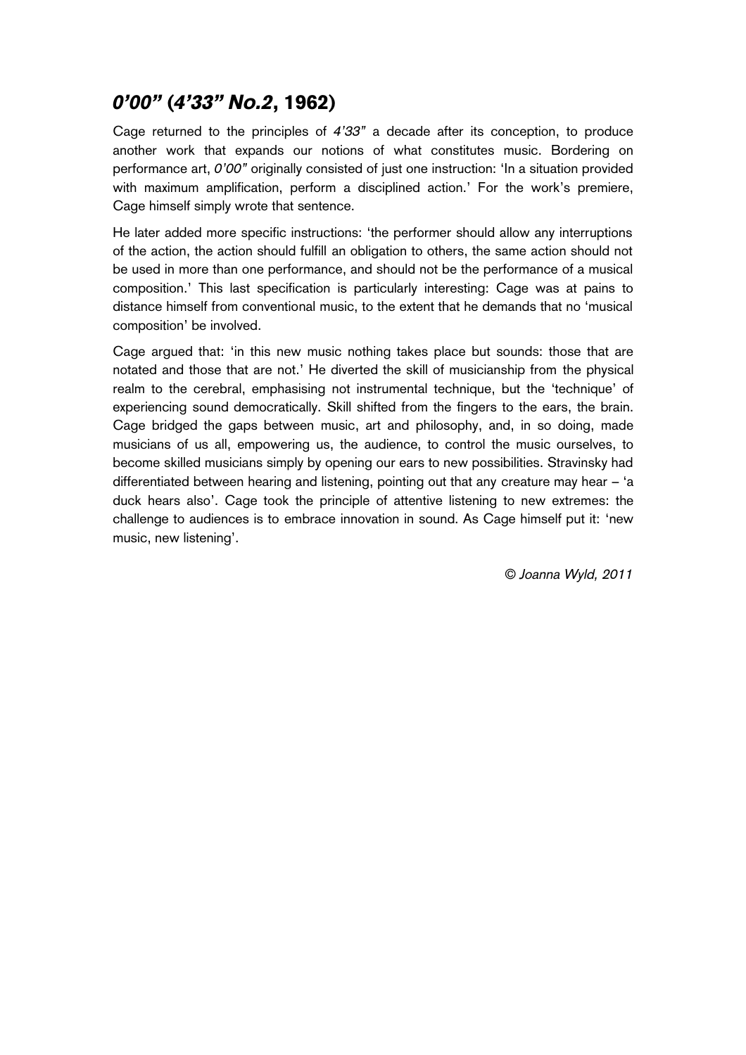## *0'00"* (*4'33" No.2*, 1962)

Cage returned to the principles of *4'33"* a decade after its conception, to produce another work that expands our notions of what constitutes music. Bordering on performance art, *0'00"* originally consisted of just one instruction: 'In a situation provided with maximum amplification, perform a disciplined action.' For the work's premiere, Cage himself simply wrote that sentence.

He later added more specific instructions: 'the performer should allow any interruptions of the action, the action should fulfill an obligation to others, the same action should not be used in more than one performance, and should not be the performance of a musical composition.' This last specification is particularly interesting: Cage was at pains to distance himself from conventional music, to the extent that he demands that no 'musical composition' be involved.

Cage argued that: 'in this new music nothing takes place but sounds: those that are notated and those that are not.' He diverted the skill of musicianship from the physical realm to the cerebral, emphasising not instrumental technique, but the 'technique' of experiencing sound democratically. Skill shifted from the fingers to the ears, the brain. Cage bridged the gaps between music, art and philosophy, and, in so doing, made musicians of us all, empowering us, the audience, to control the music ourselves, to become skilled musicians simply by opening our ears to new possibilities. Stravinsky had differentiated between hearing and listening, pointing out that any creature may hear – 'a duck hears also'. Cage took the principle of attentive listening to new extremes: the challenge to audiences is to embrace innovation in sound. As Cage himself put it: 'new music, new listening'.

*© Joanna Wyld, 2011*